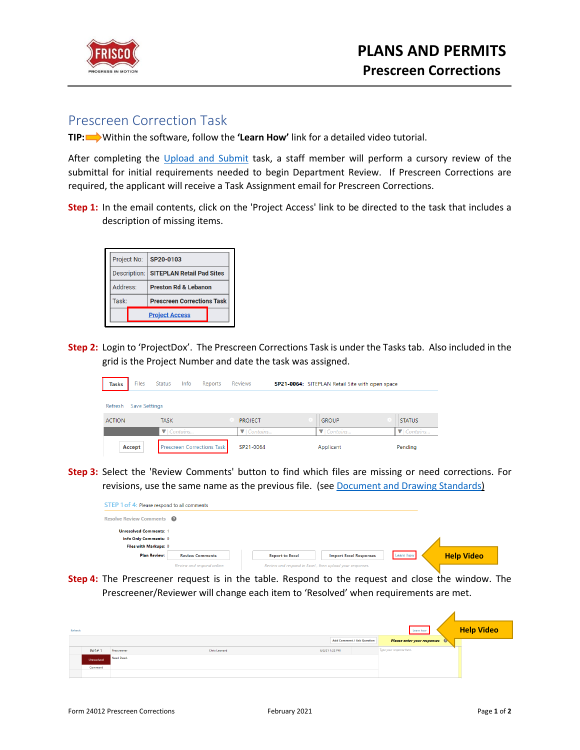# PLANS AND PERMITS

## Prescreen Corrections

## Prescreen Correction Task

**TIP:** Within the software, follow the **'Learn How'** link for a detailed video tutorial.

After completing the Upload and Submit task, a staff member will perform a cursory review of the submittal for initial requirements needed to begin Department Review. If Prescreen Corrections are required, the applicant will receive a Task Assignment email for Prescreen Corrections.

**Step 1:** In the email contents, click on the 'Project Access' link to be directed to the task that includes a description of missing items.

| | |
|---|---|
| Project No: | **SP20-0103** |
| Description: | **SITEPLAN Retail Pad Sites** |
| Address: | **Preston Rd & Lebanon** |
| Task: | **Prescreen Corrections Task** |
| | Project Access |

**Step 2:** Login to 'ProjectDox'. The Prescreen Corrections Task is under the Tasks tab. Also included in the grid is the Project Number and date the task was assigned.

Tasks Files Status Info Reports Reviews **SP21-0064:** SITEPLAN Retail Site with open space

Refresh Save Settings

| ACTION | TASK | PROJECT | GROUP | STATUS |
|---|---|---|---|---|
| Accept | Prescreen Corrections Task | SP21-0064 | Applicant | Pending |

**Step 3:** Select the 'Review Comments' button to find which files are missing or need corrections. For revisions, use the same name as the previous file. (see Document and Drawing Standards)

STEP 1 of 4: Please respond to all comments

Resolve Review Comments

Unresolved Comments: 1
Info Only Comments: 0
Files with Markups: 0

Plan Review: Review Comments — Review and respond online. | Export to Excel | Import Excel Responses — Review and respond in Excel, then upload your responses. | Learn how

Help Video

**Step 4:** The Prescreener request is in the table. Respond to the request and close the window. The Prescreener/Reviewer will change each item to 'Resolved' when requirements are met.

Refresh | Learn how | Help Video

Add Comment / Ask Question | Please enter your responses

| Ref.# 1 | Prescreener | Chris Leonard | 6/3/21 1:22 PM | Type your response here. |
|---|---|---|---|---|
| Unresolved | Need Deed. | | | |
| Comment | | | | |

Form 24012 Prescreen Corrections February 2021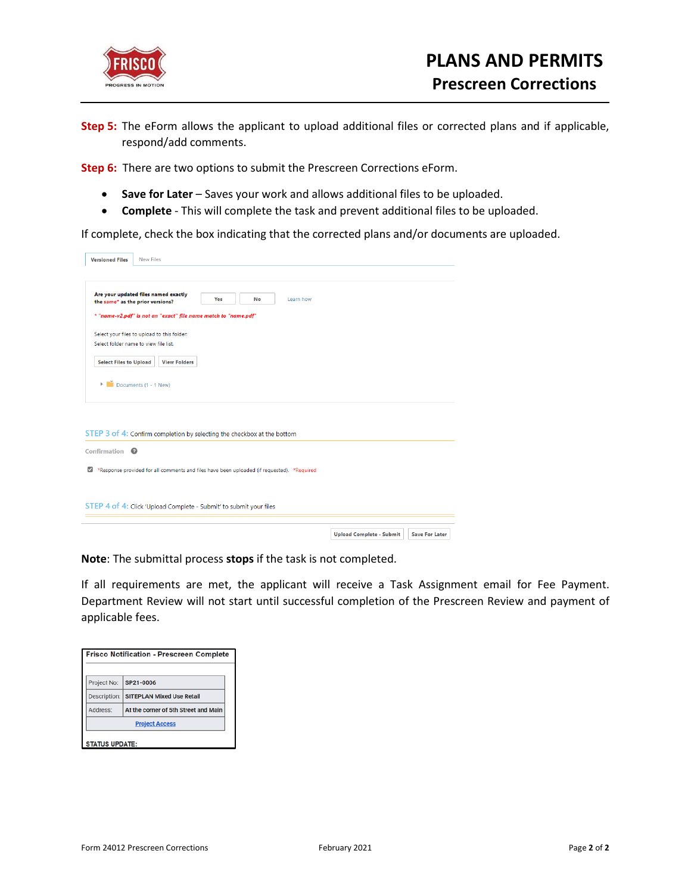**Step 5:** The eForm allows the applicant to upload additional files or corrected plans and if applicable, respond/add comments.

**Step 6:** There are two options to submit the Prescreen Corrections eForm.

- **Save for Later** – Saves your work and allows additional files to be uploaded.
- **Complete** - This will complete the task and prevent additional files to be uploaded.

If complete, check the box indicating that the corrected plans and/or documents are uploaded.

Versioned Files | New Files

Are your updated files named exactly the same* as the prior versions? Yes No Learn how

* "name-v2.pdf" is not an "exact" file name match to "name.pdf"

Select your files to upload to this folder.
Select folder name to view file list.

Select Files to Upload | View Folders

Documents (1 - 1 New)

STEP 3 of 4: Confirm completion by selecting the checkbox at the bottom

Confirmation

☑ *Response provided for all comments and files have been uploaded (if requested). *Required

STEP 4 of 4: Click 'Upload Complete - Submit' to submit your files

Upload Complete - Submit | Save For Later

**Note**: The submittal process **stops** if the task is not completed.

If all requirements are met, the applicant will receive a Task Assignment email for Fee Payment. Department Review will not start until successful completion of the Prescreen Review and payment of applicable fees.

**Frisco Notification - Prescreen Complete**

| | |
|---|---|
| Project No: | SP21-0006 |
| Description: | SITEPLAN Mixed Use Retail |
| Address: | At the corner of 5th Street and Main |
| Project Access | |

STATUS UPDATE:

Form 24012 Prescreen Corrections February 2021